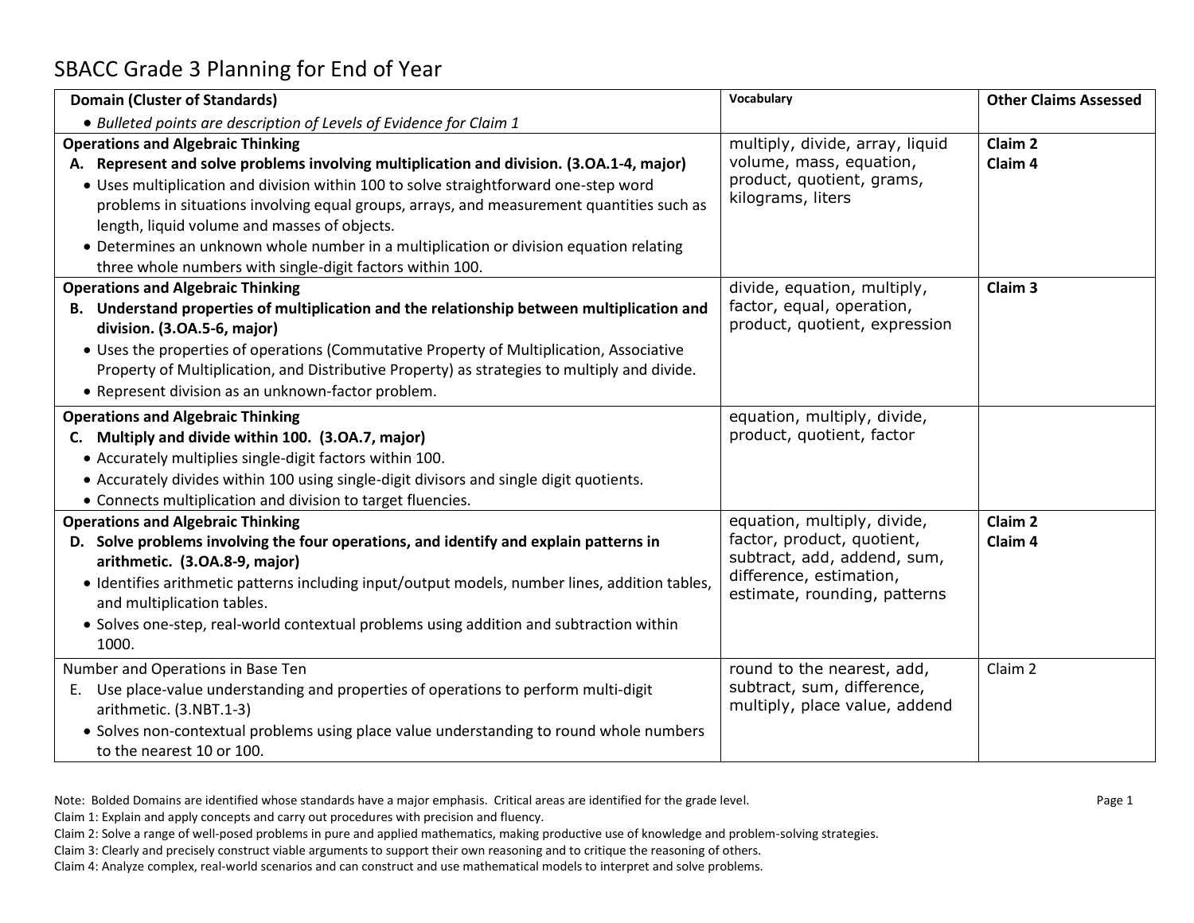# SBACC Grade 3 Planning for End of Year

| **Domain (Cluster of Standards)**<br>• *Bulleted points are description of Levels of Evidence for Claim 1* | **Vocabulary** | **Other Claims Assessed** |
|---|---|---|
| **Operations and Algebraic Thinking**<br>**A. Represent and solve problems involving multiplication and division. (3.OA.1-4, major)**<br>• Uses multiplication and division within 100 to solve straightforward one-step word problems in situations involving equal groups, arrays, and measurement quantities such as length, liquid volume and masses of objects.<br>• Determines an unknown whole number in a multiplication or division equation relating three whole numbers with single-digit factors within 100. | multiply, divide, array, liquid volume, mass, equation, product, quotient, grams, kilograms, liters | **Claim 2**<br>**Claim 4** |
| **Operations and Algebraic Thinking**<br>**B. Understand properties of multiplication and the relationship between multiplication and division. (3.OA.5-6, major)**<br>• Uses the properties of operations (Commutative Property of Multiplication, Associative Property of Multiplication, and Distributive Property) as strategies to multiply and divide.<br>• Represent division as an unknown-factor problem. | divide, equation, multiply, factor, equal, operation, product, quotient, expression | **Claim 3** |
| **Operations and Algebraic Thinking**<br>**C. Multiply and divide within 100. (3.OA.7, major)**<br>• Accurately multiplies single-digit factors within 100.<br>• Accurately divides within 100 using single-digit divisors and single digit quotients.<br>• Connects multiplication and division to target fluencies. | equation, multiply, divide, product, quotient, factor | |
| **Operations and Algebraic Thinking**<br>**D. Solve problems involving the four operations, and identify and explain patterns in arithmetic. (3.OA.8-9, major)**<br>• Identifies arithmetic patterns including input/output models, number lines, addition tables, and multiplication tables.<br>• Solves one-step, real-world contextual problems using addition and subtraction within 1000. | equation, multiply, divide, factor, product, quotient, subtract, add, addend, sum, difference, estimation, estimate, rounding, patterns | **Claim 2**<br>**Claim 4** |
| Number and Operations in Base Ten<br>E. Use place-value understanding and properties of operations to perform multi-digit arithmetic. (3.NBT.1-3)<br>• Solves non-contextual problems using place value understanding to round whole numbers to the nearest 10 or 100. | round to the nearest, add, subtract, sum, difference, multiply, place value, addend | Claim 2 |

Note: Bolded Domains are identified whose standards have a major emphasis. Critical areas are identified for the grade level.

Claim 1: Explain and apply concepts and carry out procedures with precision and fluency.

Claim 2: Solve a range of well-posed problems in pure and applied mathematics, making productive use of knowledge and problem-solving strategies.

Claim 3: Clearly and precisely construct viable arguments to support their own reasoning and to critique the reasoning of others.

Claim 4: Analyze complex, real-world scenarios and can construct and use mathematical models to interpret and solve problems.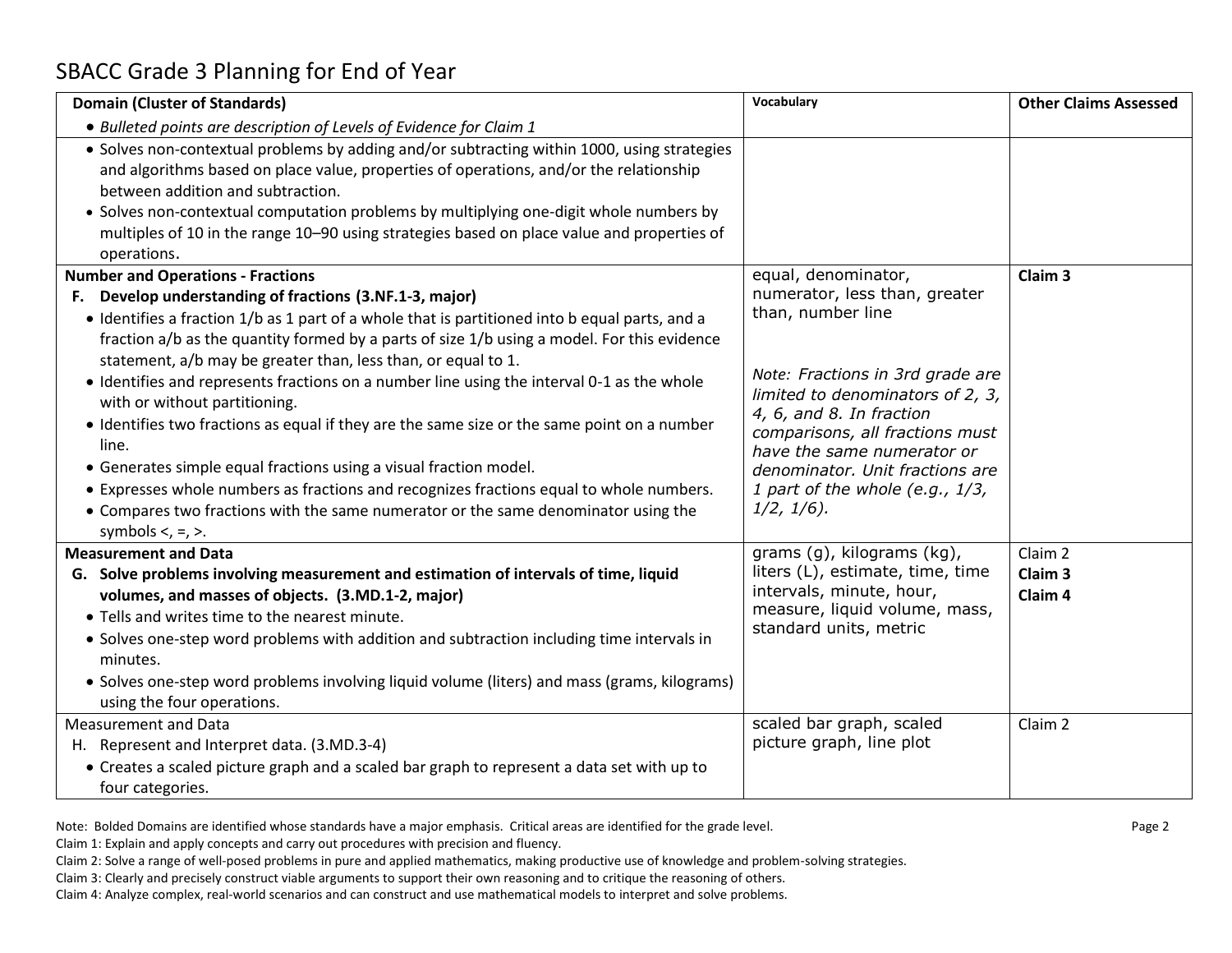# SBACC Grade 3 Planning for End of Year

| **Domain (Cluster of Standards)**<br>• *Bulleted points are description of Levels of Evidence for Claim 1* | **Vocabulary** | **Other Claims Assessed** |
|---|---|---|
| • Solves non-contextual problems by adding and/or subtracting within 1000, using strategies and algorithms based on place value, properties of operations, and/or the relationship between addition and subtraction.<br>• Solves non-contextual computation problems by multiplying one-digit whole numbers by multiples of 10 in the range 10–90 using strategies based on place value and properties of operations. | | |
| **Number and Operations - Fractions**<br>**F. Develop understanding of fractions (3.NF.1-3, major)**<br>• Identifies a fraction 1/b as 1 part of a whole that is partitioned into b equal parts, and a fraction a/b as the quantity formed by a parts of size 1/b using a model. For this evidence statement, a/b may be greater than, less than, or equal to 1.<br>• Identifies and represents fractions on a number line using the interval 0-1 as the whole with or without partitioning.<br>• Identifies two fractions as equal if they are the same size or the same point on a number line.<br>• Generates simple equal fractions using a visual fraction model.<br>• Expresses whole numbers as fractions and recognizes fractions equal to whole numbers.<br>• Compares two fractions with the same numerator or the same denominator using the symbols <, =, >. | equal, denominator, numerator, less than, greater than, number line<br><br>*Note: Fractions in 3rd grade are limited to denominators of 2, 3, 4, 6, and 8. In fraction comparisons, all fractions must have the same numerator or denominator. Unit fractions are 1 part of the whole (e.g., 1/3, 1/2, 1/6).* | **Claim 3** |
| **Measurement and Data**<br>**G. Solve problems involving measurement and estimation of intervals of time, liquid volumes, and masses of objects. (3.MD.1-2, major)**<br>• Tells and writes time to the nearest minute.<br>• Solves one-step word problems with addition and subtraction including time intervals in minutes.<br>• Solves one-step word problems involving liquid volume (liters) and mass (grams, kilograms) using the four operations. | grams (g), kilograms (kg), liters (L), estimate, time, time intervals, minute, hour, measure, liquid volume, mass, standard units, metric | Claim 2<br>**Claim 3**<br>**Claim 4** |
| Measurement and Data<br>H. Represent and Interpret data. (3.MD.3-4)<br>• Creates a scaled picture graph and a scaled bar graph to represent a data set with up to four categories. | scaled bar graph, scaled picture graph, line plot | Claim 2 |

Note: Bolded Domains are identified whose standards have a major emphasis. Critical areas are identified for the grade level.

Claim 1: Explain and apply concepts and carry out procedures with precision and fluency.

Claim 2: Solve a range of well-posed problems in pure and applied mathematics, making productive use of knowledge and problem-solving strategies.

Claim 3: Clearly and precisely construct viable arguments to support their own reasoning and to critique the reasoning of others.

Claim 4: Analyze complex, real-world scenarios and can construct and use mathematical models to interpret and solve problems.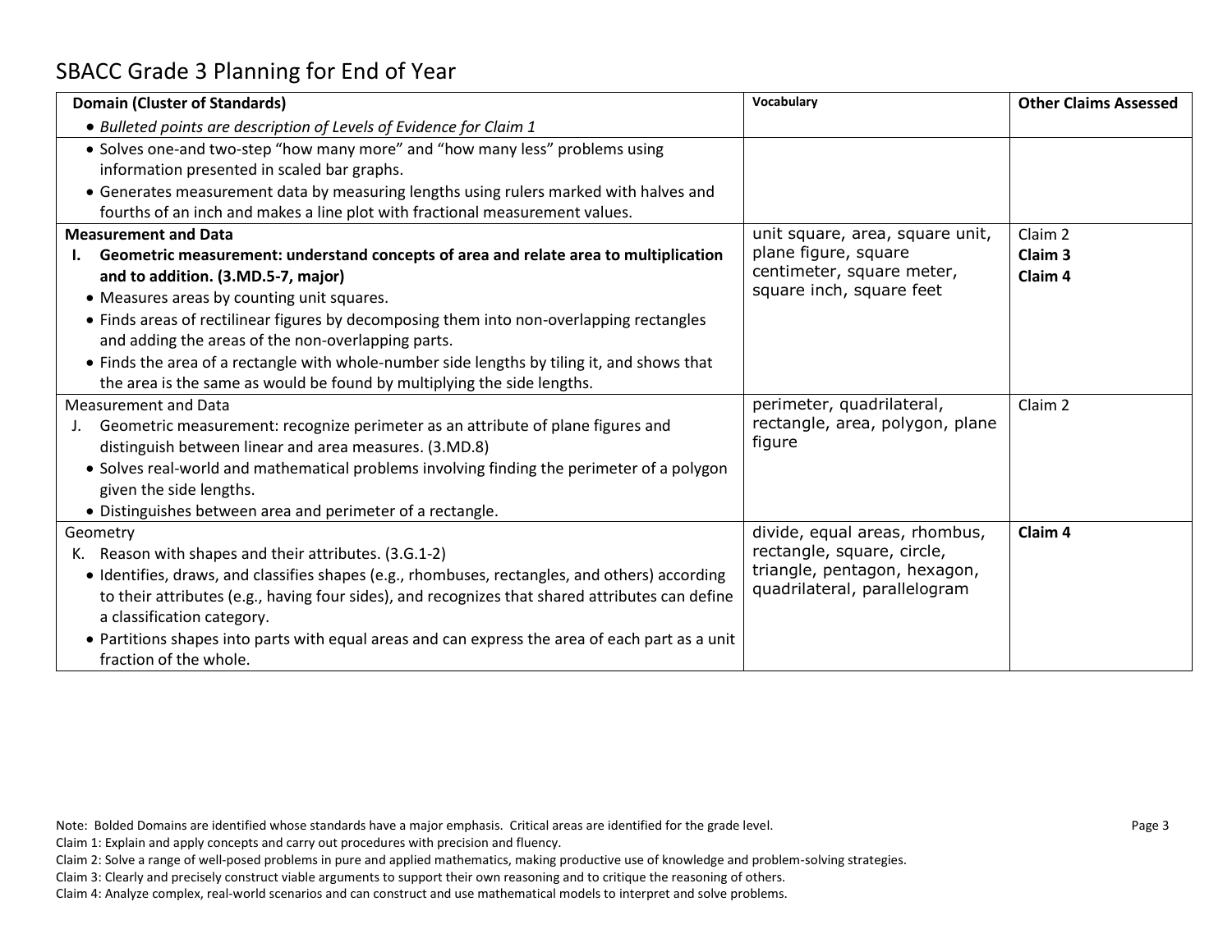# SBACC Grade 3 Planning for End of Year

| **Domain (Cluster of Standards)**<br>• *Bulleted points are description of Levels of Evidence for Claim 1* | **Vocabulary** | **Other Claims Assessed** |
|---|---|---|
| • Solves one-and two-step "how many more" and "how many less" problems using information presented in scaled bar graphs.<br>• Generates measurement data by measuring lengths using rulers marked with halves and fourths of an inch and makes a line plot with fractional measurement values. | | |
| **Measurement and Data**<br>**I. Geometric measurement: understand concepts of area and relate area to multiplication and to addition. (3.MD.5-7, major)**<br>• Measures areas by counting unit squares.<br>• Finds areas of rectilinear figures by decomposing them into non-overlapping rectangles and adding the areas of the non-overlapping parts.<br>• Finds the area of a rectangle with whole-number side lengths by tiling it, and shows that the area is the same as would be found by multiplying the side lengths. | unit square, area, square unit, plane figure, square centimeter, square meter, square inch, square feet | Claim 2<br>**Claim 3**<br>**Claim 4** |
| Measurement and Data<br>J. Geometric measurement: recognize perimeter as an attribute of plane figures and distinguish between linear and area measures. (3.MD.8)<br>• Solves real-world and mathematical problems involving finding the perimeter of a polygon given the side lengths.<br>• Distinguishes between area and perimeter of a rectangle. | perimeter, quadrilateral, rectangle, area, polygon, plane figure | Claim 2 |
| Geometry<br>K. Reason with shapes and their attributes. (3.G.1-2)<br>• Identifies, draws, and classifies shapes (e.g., rhombuses, rectangles, and others) according to their attributes (e.g., having four sides), and recognizes that shared attributes can define a classification category.<br>• Partitions shapes into parts with equal areas and can express the area of each part as a unit fraction of the whole. | divide, equal areas, rhombus, rectangle, square, circle, triangle, pentagon, hexagon, quadrilateral, parallelogram | **Claim 4** |

Note: Bolded Domains are identified whose standards have a major emphasis. Critical areas are identified for the grade level.

Claim 1: Explain and apply concepts and carry out procedures with precision and fluency.

Claim 2: Solve a range of well-posed problems in pure and applied mathematics, making productive use of knowledge and problem-solving strategies.

Claim 3: Clearly and precisely construct viable arguments to support their own reasoning and to critique the reasoning of others.

Claim 4: Analyze complex, real-world scenarios and can construct and use mathematical models to interpret and solve problems.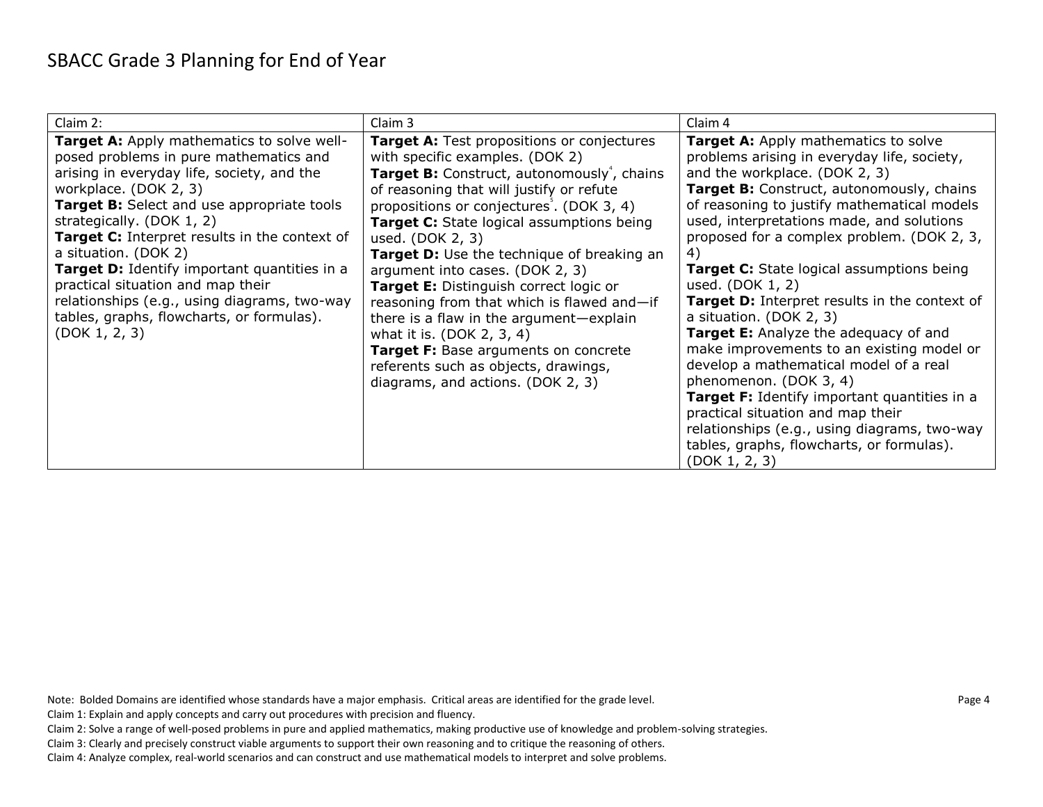# SBACC Grade 3 Planning for End of Year

| Claim 2: | Claim 3 | Claim 4 |
|---|---|---|
| **Target A:** Apply mathematics to solve well-posed problems in pure mathematics and arising in everyday life, society, and the workplace. (DOK 2, 3)<br>**Target B:** Select and use appropriate tools strategically. (DOK 1, 2)<br>**Target C:** Interpret results in the context of a situation. (DOK 2)<br>**Target D:** Identify important quantities in a practical situation and map their relationships (e.g., using diagrams, two-way tables, graphs, flowcharts, or formulas). (DOK 1, 2, 3) | **Target A:** Test propositions or conjectures with specific examples. (DOK 2)<br>**Target B:** Construct, autonomously[4], chains of reasoning that will justify or refute propositions or conjectures[5]. (DOK 3, 4)<br>**Target C:** State logical assumptions being used. (DOK 2, 3)<br>**Target D:** Use the technique of breaking an argument into cases. (DOK 2, 3)<br>**Target E:** Distinguish correct logic or reasoning from that which is flawed and—if there is a flaw in the argument—explain what it is. (DOK 2, 3, 4)<br>**Target F:** Base arguments on concrete referents such as objects, drawings, diagrams, and actions. (DOK 2, 3) | **Target A:** Apply mathematics to solve problems arising in everyday life, society, and the workplace. (DOK 2, 3)<br>**Target B:** Construct, autonomously, chains of reasoning to justify mathematical models used, interpretations made, and solutions proposed for a complex problem. (DOK 2, 3, 4)<br>**Target C:** State logical assumptions being used. (DOK 1, 2)<br>**Target D:** Interpret results in the context of a situation. (DOK 2, 3)<br>**Target E:** Analyze the adequacy of and make improvements to an existing model or develop a mathematical model of a real phenomenon. (DOK 3, 4)<br>**Target F:** Identify important quantities in a practical situation and map their relationships (e.g., using diagrams, two-way tables, graphs, flowcharts, or formulas). (DOK 1, 2, 3) |

Note: Bolded Domains are identified whose standards have a major emphasis. Critical areas are identified for the grade level.

Claim 1: Explain and apply concepts and carry out procedures with precision and fluency.

Claim 2: Solve a range of well-posed problems in pure and applied mathematics, making productive use of knowledge and problem-solving strategies.

Claim 3: Clearly and precisely construct viable arguments to support their own reasoning and to critique the reasoning of others.

Claim 4: Analyze complex, real-world scenarios and can construct and use mathematical models to interpret and solve problems.